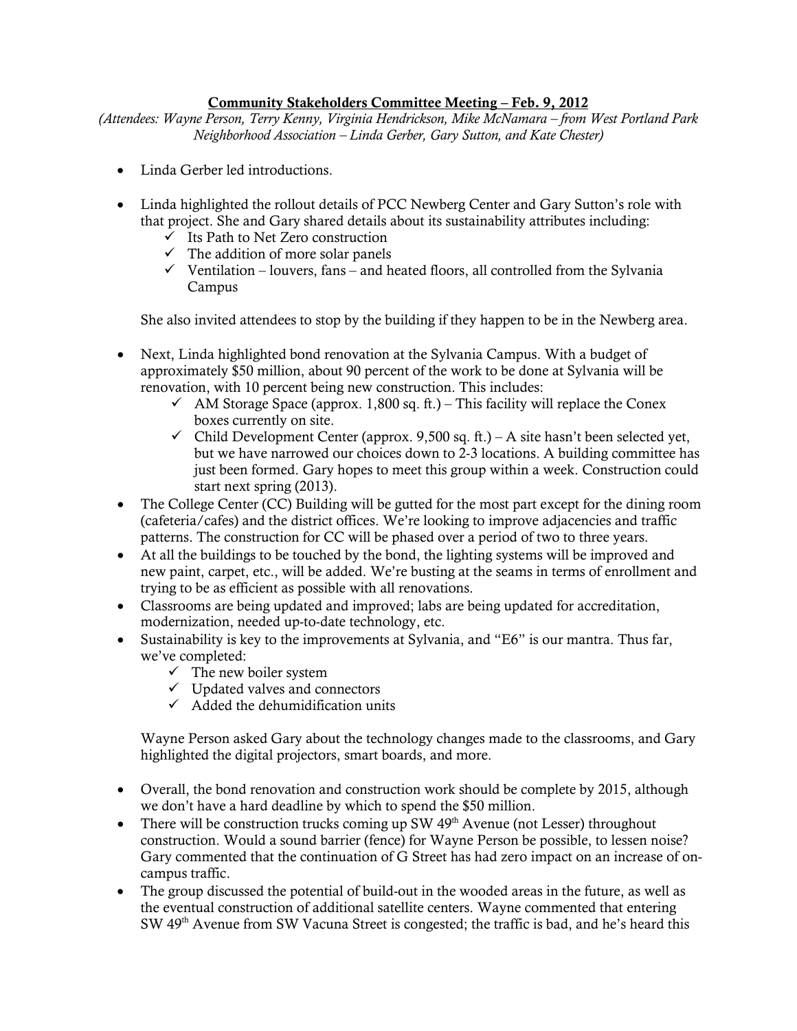**Community Stakeholders Committee Meeting – Feb. 9, 2012**

*(Attendees: Wayne Person, Terry Kenny, Virginia Hendrickson, Mike McNamara – from West Portland Park Neighborhood Association – Linda Gerber, Gary Sutton, and Kate Chester)*

- Linda Gerber led introductions.

- Linda highlighted the rollout details of PCC Newberg Center and Gary Sutton's role with that project. She and Gary shared details about its sustainability attributes including:
  - ✓ Its Path to Net Zero construction
  - ✓ The addition of more solar panels
  - ✓ Ventilation – louvers, fans – and heated floors, all controlled from the Sylvania Campus

  She also invited attendees to stop by the building if they happen to be in the Newberg area.

- Next, Linda highlighted bond renovation at the Sylvania Campus. With a budget of approximately $50 million, about 90 percent of the work to be done at Sylvania will be renovation, with 10 percent being new construction. This includes:
  - ✓ AM Storage Space (approx. 1,800 sq. ft.) – This facility will replace the Conex boxes currently on site.
  - ✓ Child Development Center (approx. 9,500 sq. ft.) – A site hasn't been selected yet, but we have narrowed our choices down to 2-3 locations. A building committee has just been formed. Gary hopes to meet this group within a week. Construction could start next spring (2013).
- The College Center (CC) Building will be gutted for the most part except for the dining room (cafeteria/cafes) and the district offices. We're looking to improve adjacencies and traffic patterns. The construction for CC will be phased over a period of two to three years.
- At all the buildings to be touched by the bond, the lighting systems will be improved and new paint, carpet, etc., will be added. We're busting at the seams in terms of enrollment and trying to be as efficient as possible with all renovations.
- Classrooms are being updated and improved; labs are being updated for accreditation, modernization, needed up-to-date technology, etc.
- Sustainability is key to the improvements at Sylvania, and "E6" is our mantra. Thus far, we've completed:
  - ✓ The new boiler system
  - ✓ Updated valves and connectors
  - ✓ Added the dehumidification units

  Wayne Person asked Gary about the technology changes made to the classrooms, and Gary highlighted the digital projectors, smart boards, and more.

- Overall, the bond renovation and construction work should be complete by 2015, although we don't have a hard deadline by which to spend the $50 million.
- There will be construction trucks coming up SW 49th Avenue (not Lesser) throughout construction. Would a sound barrier (fence) for Wayne Person be possible, to lessen noise? Gary commented that the continuation of G Street has had zero impact on an increase of on-campus traffic.
- The group discussed the potential of build-out in the wooded areas in the future, as well as the eventual construction of additional satellite centers. Wayne commented that entering SW 49th Avenue from SW Vacuna Street is congested; the traffic is bad, and he's heard this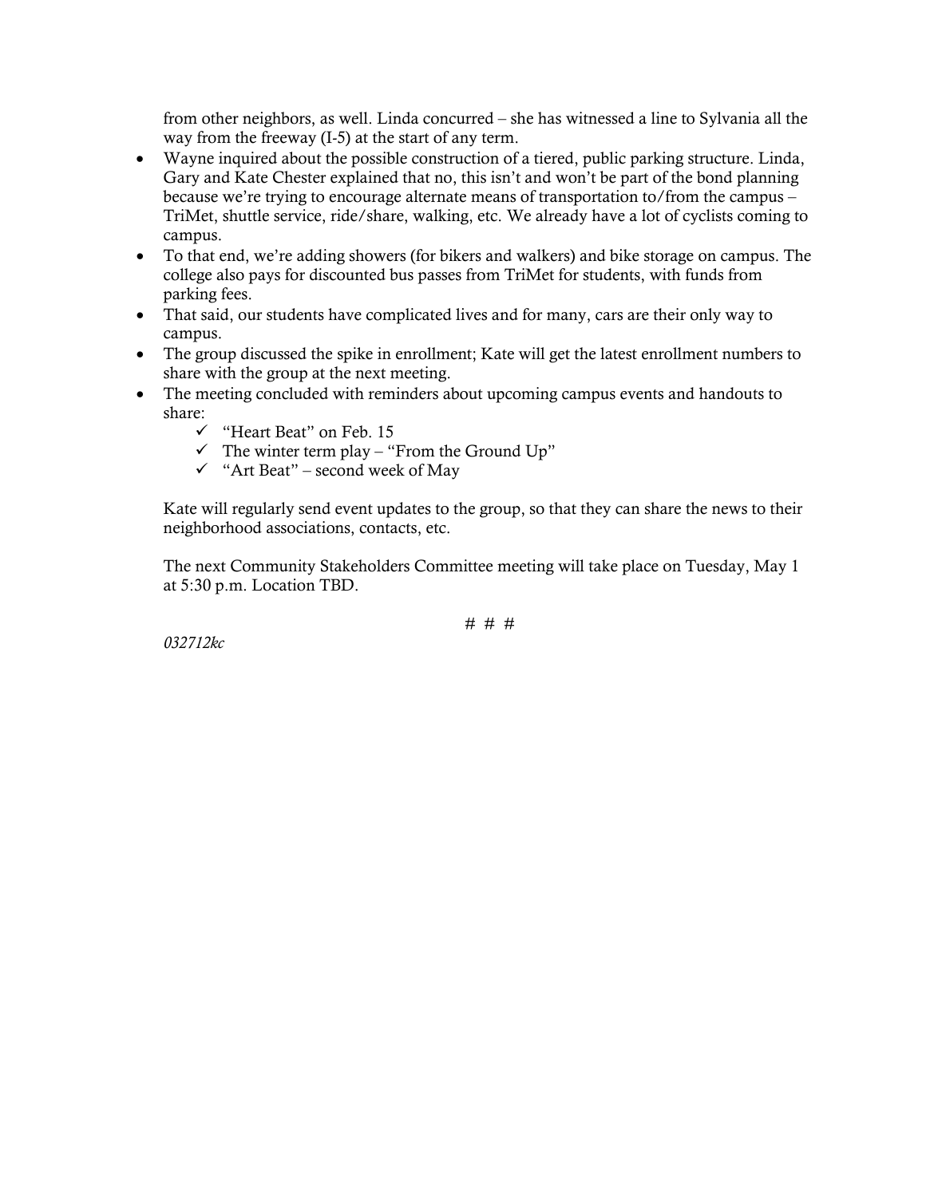from other neighbors, as well. Linda concurred – she has witnessed a line to Sylvania all the way from the freeway (I-5) at the start of any term.

- Wayne inquired about the possible construction of a tiered, public parking structure. Linda, Gary and Kate Chester explained that no, this isn't and won't be part of the bond planning because we're trying to encourage alternate means of transportation to/from the campus – TriMet, shuttle service, ride/share, walking, etc. We already have a lot of cyclists coming to campus.
- To that end, we're adding showers (for bikers and walkers) and bike storage on campus. The college also pays for discounted bus passes from TriMet for students, with funds from parking fees.
- That said, our students have complicated lives and for many, cars are their only way to campus.
- The group discussed the spike in enrollment; Kate will get the latest enrollment numbers to share with the group at the next meeting.
- The meeting concluded with reminders about upcoming campus events and handouts to share:
  - ✓ "Heart Beat" on Feb. 15
  - ✓ The winter term play – "From the Ground Up"
  - ✓ "Art Beat" – second week of May

Kate will regularly send event updates to the group, so that they can share the news to their neighborhood associations, contacts, etc.

The next Community Stakeholders Committee meeting will take place on Tuesday, May 1 at 5:30 p.m. Location TBD.

# # #

*032712kc*